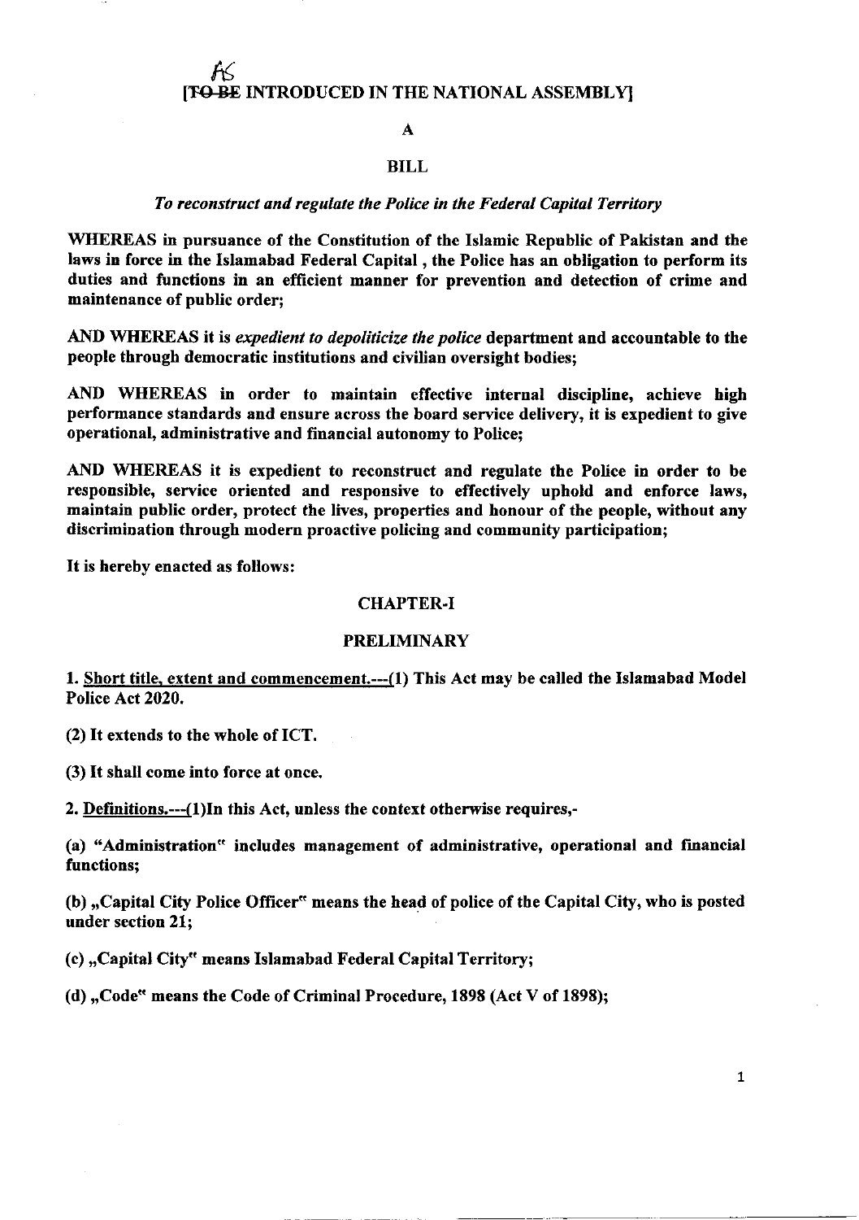AS

[~~TO BE~~ INTRODUCED IN THE NATIONAL ASSEMBLY]

**A**

**BILL**

***To reconstruct and regulate the Police in the Federal Capital Territory***

**WHEREAS in pursuance of the Constitution of the Islamic Republic of Pakistan and the laws in force in the Islamabad Federal Capital , the Police has an obligation to perform its duties and functions in an efficient manner for prevention and detection of crime and maintenance of public order;**

**AND WHEREAS it is *expedient to depoliticize the police* department and accountable to the people through democratic institutions and civilian oversight bodies;**

**AND WHEREAS in order to maintain effective internal discipline, achieve high performance standards and ensure across the board service delivery, it is expedient to give operational, administrative and financial autonomy to Police;**

**AND WHEREAS it is expedient to reconstruct and regulate the Police in order to be responsible, service oriented and responsive to effectively uphold and enforce laws, maintain public order, protect the lives, properties and honour of the people, without any discrimination through modern proactive policing and community participation;**

**It is hereby enacted as follows:**

## CHAPTER-I

## PRELIMINARY

**1. Short title, extent and commencement.---(1) This Act may be called the Islamabad Model Police Act 2020.**

**(2) It extends to the whole of ICT.**

**(3) It shall come into force at once.**

**2. Definitions.---(1)In this Act, unless the context otherwise requires,-**

**(a) "Administration" includes management of administrative, operational and financial functions;**

**(b) „Capital City Police Officer" means the head of police of the Capital City, who is posted under section 21;**

**(c) „Capital City" means Islamabad Federal Capital Territory;**

**(d) „Code" means the Code of Criminal Procedure, 1898 (Act V of 1898);**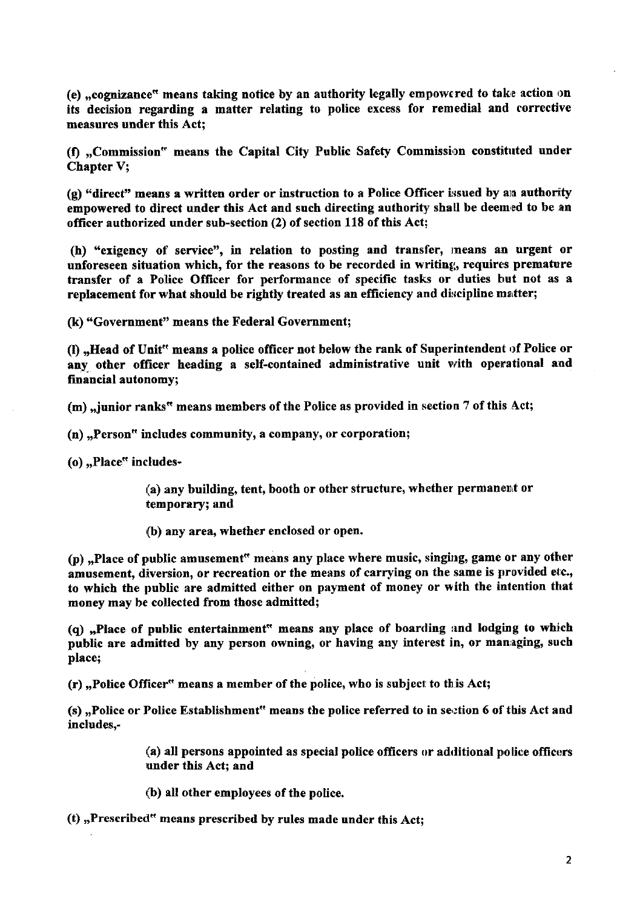**(e) „cognizance" means taking notice by an authority legally empowered to take action on its decision regarding a matter relating to police excess for remedial and corrective measures under this Act;**

**(f) „Commission" means the Capital City Public Safety Commission constituted under Chapter V;**

**(g) "direct" means a written order or instruction to a Police Officer issued by an authority empowered to direct under this Act and such directing authority shall be deemed to be an officer authorized under sub-section (2) of section 118 of this Act;**

**(h) "exigency of service", in relation to posting and transfer, means an urgent or unforeseen situation which, for the reasons to be recorded in writing, requires premature transfer of a Police Officer for performance of specific tasks or duties but not as a replacement for what should be rightly treated as an efficiency and discipline matter;**

**(k) "Government" means the Federal Government;**

**(l) „Head of Unit" means a police officer not below the rank of Superintendent of Police or any other officer heading a self-contained administrative unit with operational and financial autonomy;**

**(m) „junior ranks" means members of the Police as provided in section 7 of this Act;**

**(n) „Person" includes community, a company, or corporation;**

**(o) „Place" includes-**

> **(a) any building, tent, booth or other structure, whether permanent or temporary; and**
>
> **(b) any area, whether enclosed or open.**

**(p) „Place of public amusement" means any place where music, singing, game or any other amusement, diversion, or recreation or the means of carrying on the same is provided etc., to which the public are admitted either on payment of money or with the intention that money may be collected from those admitted;**

**(q) „Place of public entertainment" means any place of boarding and lodging to which public are admitted by any person owning, or having any interest in, or managing, such place;**

**(r) „Police Officer" means a member of the police, who is subject to this Act;**

**(s) „Police or Police Establishment" means the police referred to in section 6 of this Act and includes,-**

> **(a) all persons appointed as special police officers or additional police officers under this Act; and**
>
> **(b) all other employees of the police.**

**(t) „Prescribed" means prescribed by rules made under this Act;**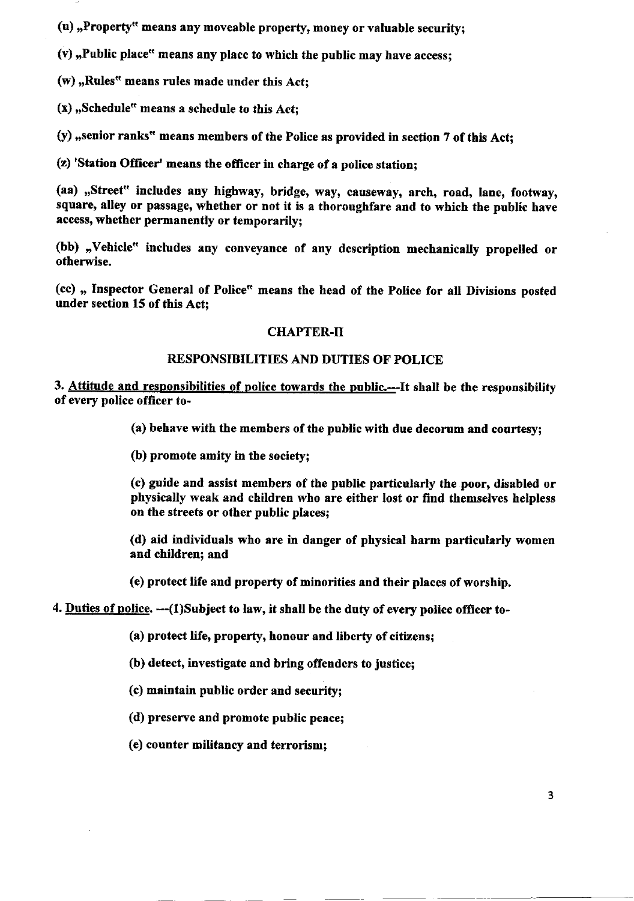**(u) „Property" means any moveable property, money or valuable security;**

**(v) „Public place" means any place to which the public may have access;**

**(w) „Rules" means rules made under this Act;**

**(x) „Schedule" means a schedule to this Act;**

**(y) „senior ranks" means members of the Police as provided in section 7 of this Act;**

**(z) 'Station Officer' means the officer in charge of a police station;**

**(aa) „Street" includes any highway, bridge, way, causeway, arch, road, lane, footway, square, alley or passage, whether or not it is a thoroughfare and to which the public have access, whether permanently or temporarily;**

**(bb) „Vehicle" includes any conveyance of any description mechanically propelled or otherwise.**

**(cc) „ Inspector General of Police" means the head of the Police for all Divisions posted under section 15 of this Act;**

## CHAPTER-II

## RESPONSIBILITIES AND DUTIES OF POLICE

**3. <u>Attitude and responsibilities of police towards the public.</u>---It shall be the responsibility of every police officer to-**

**(a) behave with the members of the public with due decorum and courtesy;**

**(b) promote amity in the society;**

**(c) guide and assist members of the public particularly the poor, disabled or physically weak and children who are either lost or find themselves helpless on the streets or other public places;**

**(d) aid individuals who are in danger of physical harm particularly women and children; and**

**(e) protect life and property of minorities and their places of worship.**

**4. <u>Duties of police.</u> ---(1)Subject to law, it shall be the duty of every police officer to-**

**(a) protect life, property, honour and liberty of citizens;**

**(b) detect, investigate and bring offenders to justice;**

**(c) maintain public order and security;**

**(d) preserve and promote public peace;**

**(e) counter militancy and terrorism;**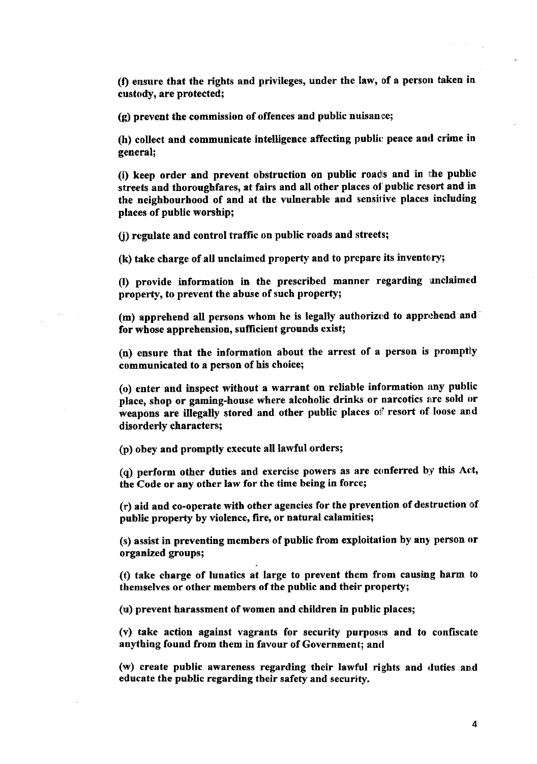**(f) ensure that the rights and privileges, under the law, of a person taken in custody, are protected;**

**(g) prevent the commission of offences and public nuisance;**

**(h) collect and communicate intelligence affecting public peace and crime in general;**

**(i) keep order and prevent obstruction on public roads and in the public streets and thoroughfares, at fairs and all other places of public resort and in the neighbourhood of and at the vulnerable and sensitive places including places of public worship;**

**(j) regulate and control traffic on public roads and streets;**

**(k) take charge of all unclaimed property and to prepare its inventory;**

**(l) provide information in the prescribed manner regarding unclaimed property, to prevent the abuse of such property;**

**(m) apprehend all persons whom he is legally authorized to apprehend and for whose apprehension, sufficient grounds exist;**

**(n) ensure that the information about the arrest of a person is promptly communicated to a person of his choice;**

**(o) enter and inspect without a warrant on reliable information any public place, shop or gaming-house where alcoholic drinks or narcotics are sold or weapons are illegally stored and other public places of resort of loose and disorderly characters;**

**(p) obey and promptly execute all lawful orders;**

**(q) perform other duties and exercise powers as are conferred by this Act, the Code or any other law for the time being in force;**

**(r) aid and co-operate with other agencies for the prevention of destruction of public property by violence, fire, or natural calamities;**

**(s) assist in preventing members of public from exploitation by any person or organized groups;**

**(t) take charge of lunatics at large to prevent them from causing harm to themselves or other members of the public and their property;**

**(u) prevent harassment of women and children in public places;**

**(v) take action against vagrants for security purposes and to confiscate anything found from them in favour of Government; and**

**(w) create public awareness regarding their lawful rights and duties and educate the public regarding their safety and security.**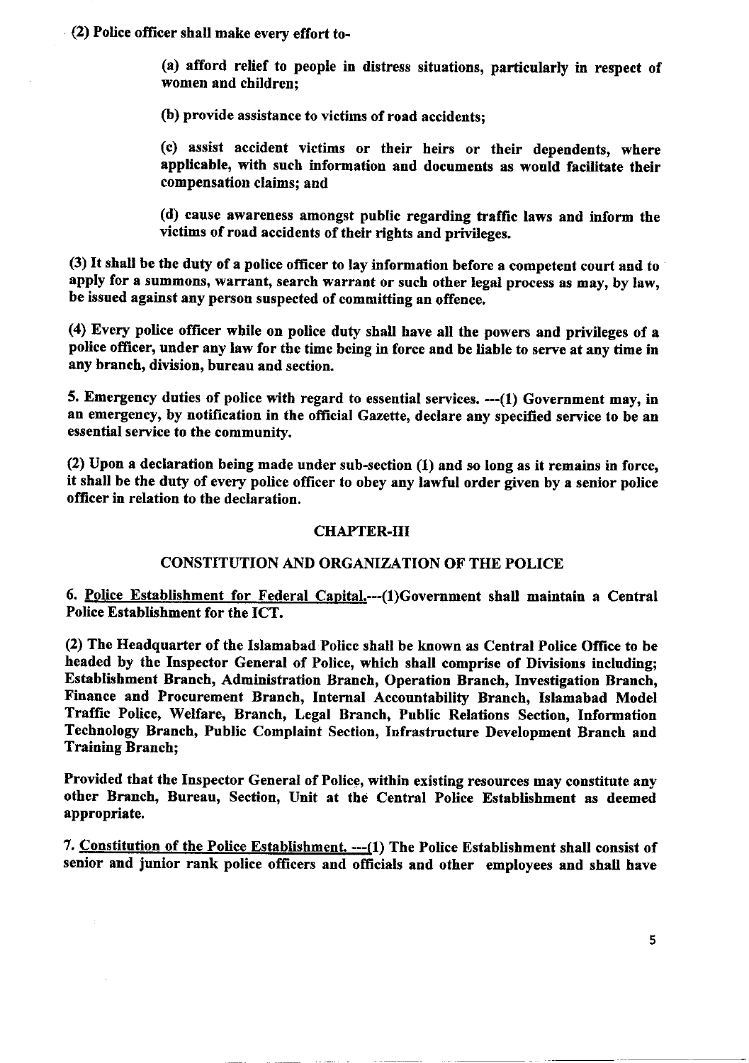**(2) Police officer shall make every effort to-**

> **(a) afford relief to people in distress situations, particularly in respect of women and children;**
>
> **(b) provide assistance to victims of road accidents;**
>
> **(c) assist accident victims or their heirs or their dependents, where applicable, with such information and documents as would facilitate their compensation claims; and**
>
> **(d) cause awareness amongst public regarding traffic laws and inform the victims of road accidents of their rights and privileges.**

**(3) It shall be the duty of a police officer to lay information before a competent court and to apply for a summons, warrant, search warrant or such other legal process as may, by law, be issued against any person suspected of committing an offence.**

**(4) Every police officer while on police duty shall have all the powers and privileges of a police officer, under any law for the time being in force and be liable to serve at any time in any branch, division, bureau and section.**

**5. Emergency duties of police with regard to essential services. ---(1) Government may, in an emergency, by notification in the official Gazette, declare any specified service to be an essential service to the community.**

**(2) Upon a declaration being made under sub-section (1) and so long as it remains in force, it shall be the duty of every police officer to obey any lawful order given by a senior police officer in relation to the declaration.**

## CHAPTER-III

## CONSTITUTION AND ORGANIZATION OF THE POLICE

**6. Police Establishment for Federal Capital.---(1)Government shall maintain a Central Police Establishment for the ICT.**

**(2) The Headquarter of the Islamabad Police shall be known as Central Police Office to be headed by the Inspector General of Police, which shall comprise of Divisions including; Establishment Branch, Administration Branch, Operation Branch, Investigation Branch, Finance and Procurement Branch, Internal Accountability Branch, Islamabad Model Traffic Police, Welfare, Branch, Legal Branch, Public Relations Section, Information Technology Branch, Public Complaint Section, Infrastructure Development Branch and Training Branch;**

**Provided that the Inspector General of Police, within existing resources may constitute any other Branch, Bureau, Section, Unit at the Central Police Establishment as deemed appropriate.**

**7. Constitution of the Police Establishment. ---(1) The Police Establishment shall consist of senior and junior rank police officers and officials and other employees and shall have**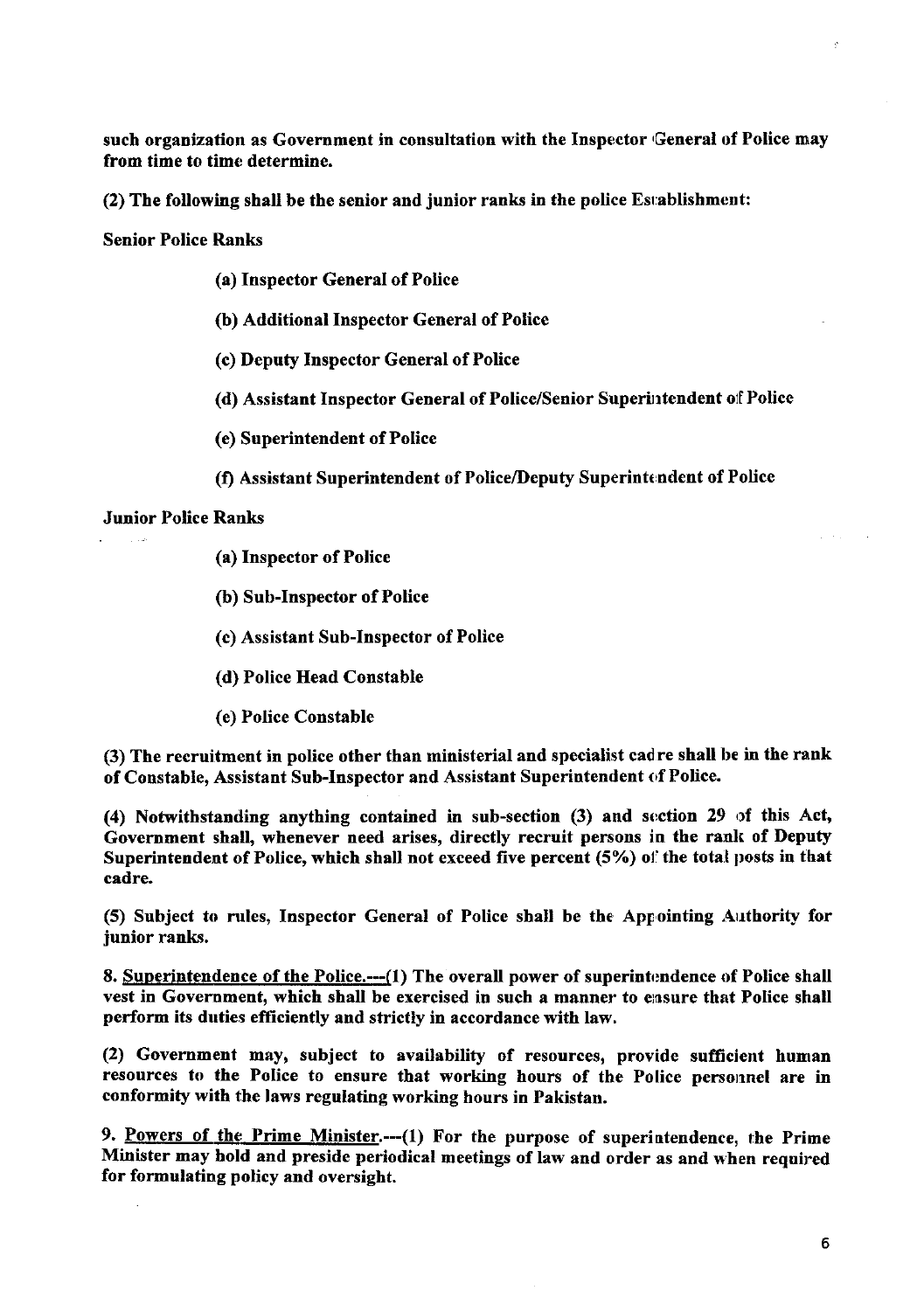**such organization as Government in consultation with the Inspector General of Police may from time to time determine.**

**(2) The following shall be the senior and junior ranks in the police Establishment:**

**Senior Police Ranks**

**(a) Inspector General of Police**

**(b) Additional Inspector General of Police**

**(c) Deputy Inspector General of Police**

**(d) Assistant Inspector General of Police/Senior Superintendent of Police**

**(e) Superintendent of Police**

**(f) Assistant Superintendent of Police/Deputy Superintendent of Police**

**Junior Police Ranks**

**(a) Inspector of Police**

**(b) Sub-Inspector of Police**

**(c) Assistant Sub-Inspector of Police**

**(d) Police Head Constable**

**(e) Police Constable**

**(3) The recruitment in police other than ministerial and specialist cadre shall be in the rank of Constable, Assistant Sub-Inspector and Assistant Superintendent of Police.**

**(4) Notwithstanding anything contained in sub-section (3) and section 29 of this Act, Government shall, whenever need arises, directly recruit persons in the rank of Deputy Superintendent of Police, which shall not exceed five percent (5%) of the total posts in that cadre.**

**(5) Subject to rules, Inspector General of Police shall be the Appointing Authority for junior ranks.**

**8. Superintendence of the Police.---(1) The overall power of superintendence of Police shall vest in Government, which shall be exercised in such a manner to ensure that Police shall perform its duties efficiently and strictly in accordance with law.**

**(2) Government may, subject to availability of resources, provide sufficient human resources to the Police to ensure that working hours of the Police personnel are in conformity with the laws regulating working hours in Pakistan.**

**9. Powers of the Prime Minister.---(1) For the purpose of superintendence, the Prime Minister may hold and preside periodical meetings of law and order as and when required for formulating policy and oversight.**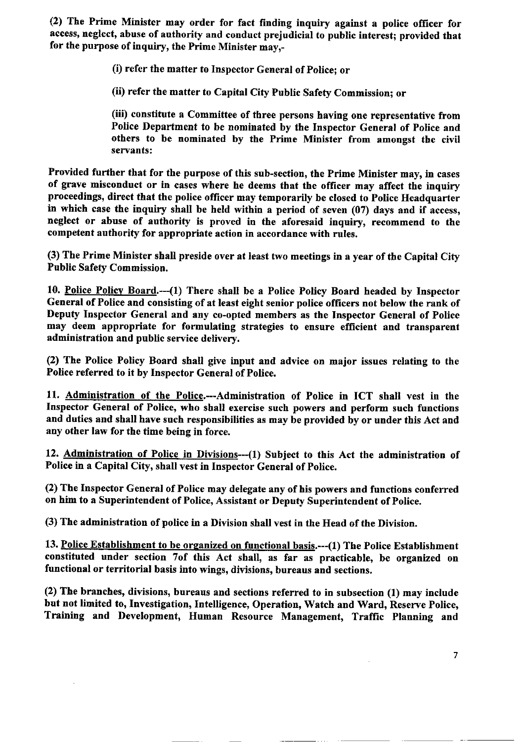**(2) The Prime Minister may order for fact finding inquiry against a police officer for access, neglect, abuse of authority and conduct prejudicial to public interest; provided that for the purpose of inquiry, the Prime Minister may,-**

> **(i) refer the matter to Inspector General of Police; or**
>
> **(ii) refer the matter to Capital City Public Safety Commission; or**
>
> **(iii) constitute a Committee of three persons having one representative from Police Department to be nominated by the Inspector General of Police and others to be nominated by the Prime Minister from amongst the civil servants:**

**Provided further that for the purpose of this sub-section, the Prime Minister may, in cases of grave misconduct or in cases where he deems that the officer may affect the inquiry proceedings, direct that the police officer may temporarily be closed to Police Headquarter in which case the inquiry shall be held within a period of seven (07) days and if access, neglect or abuse of authority is proved in the aforesaid inquiry, recommend to the competent authority for appropriate action in accordance with rules.**

**(3) The Prime Minister shall preside over at least two meetings in a year of the Capital City Public Safety Commission.**

**10. Police Policy Board.---(1) There shall be a Police Policy Board headed by Inspector General of Police and consisting of at least eight senior police officers not below the rank of Deputy Inspector General and any co-opted members as the Inspector General of Police may deem appropriate for formulating strategies to ensure efficient and transparent administration and public service delivery.**

**(2) The Police Policy Board shall give input and advice on major issues relating to the Police referred to it by Inspector General of Police.**

**11. Administration of the Police.---Administration of Police in ICT shall vest in the Inspector General of Police, who shall exercise such powers and perform such functions and duties and shall have such responsibilities as may be provided by or under this Act and any other law for the time being in force.**

**12. Administration of Police in Divisions---(1) Subject to this Act the administration of Police in a Capital City, shall vest in Inspector General of Police.**

**(2) The Inspector General of Police may delegate any of his powers and functions conferred on him to a Superintendent of Police, Assistant or Deputy Superintendent of Police.**

**(3) The administration of police in a Division shall vest in the Head of the Division.**

**13. Police Establishment to be organized on functional basis.---(1) The Police Establishment constituted under section 7of this Act shall, as far as practicable, be organized on functional or territorial basis into wings, divisions, bureaus and sections.**

**(2) The branches, divisions, bureaus and sections referred to in subsection (1) may include but not limited to, Investigation, Intelligence, Operation, Watch and Ward, Reserve Police, Training and Development, Human Resource Management, Traffic Planning and**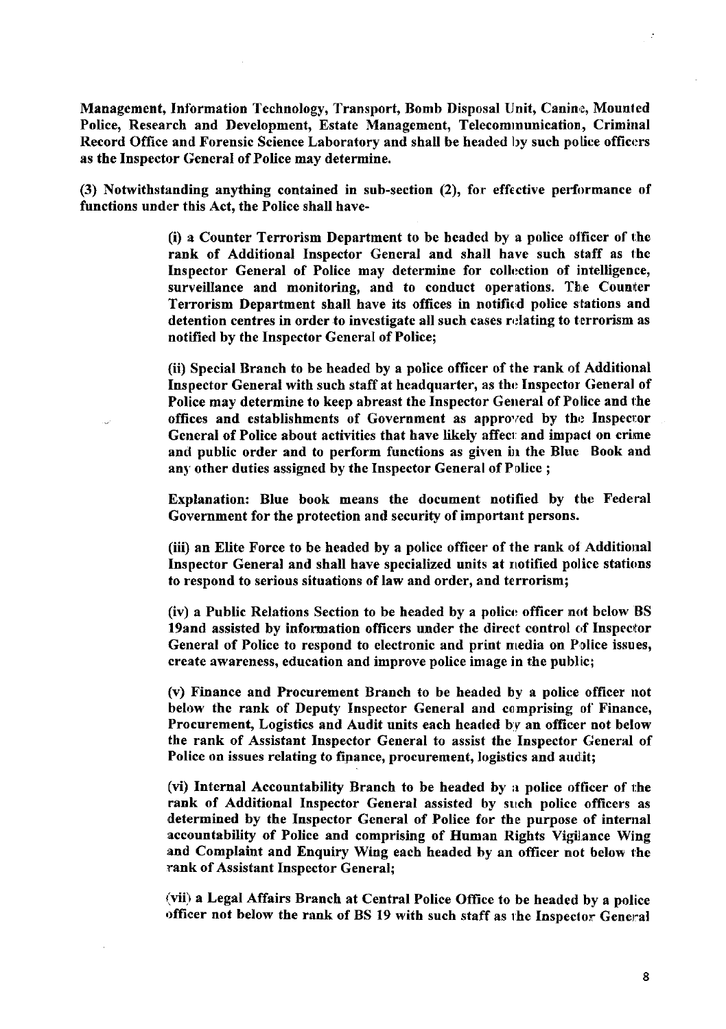**Management, Information Technology, Transport, Bomb Disposal Unit, Canine, Mounted Police, Research and Development, Estate Management, Telecommunication, Criminal Record Office and Forensic Science Laboratory and shall be headed by such police officers as the Inspector General of Police may determine.**

**(3) Notwithstanding anything contained in sub-section (2), for effective performance of functions under this Act, the Police shall have-**

> **(i) a Counter Terrorism Department to be headed by a police officer of the rank of Additional Inspector General and shall have such staff as the Inspector General of Police may determine for collection of intelligence, surveillance and monitoring, and to conduct operations. The Counter Terrorism Department shall have its offices in notified police stations and detention centres in order to investigate all such cases relating to terrorism as notified by the Inspector General of Police;**
>
> **(ii) Special Branch to be headed by a police officer of the rank of Additional Inspector General with such staff at headquarter, as the Inspector General of Police may determine to keep abreast the Inspector General of Police and the offices and establishments of Government as approved by the Inspector General of Police about activities that have likely affect and impact on crime and public order and to perform functions as given in the Blue Book and any other duties assigned by the Inspector General of Police ;**
>
> **Explanation: Blue book means the document notified by the Federal Government for the protection and security of important persons.**
>
> **(iii) an Elite Force to be headed by a police officer of the rank of Additional Inspector General and shall have specialized units at notified police stations to respond to serious situations of law and order, and terrorism;**
>
> **(iv) a Public Relations Section to be headed by a police officer not below BS 19and assisted by information officers under the direct control of Inspector General of Police to respond to electronic and print media on Police issues, create awareness, education and improve police image in the public;**
>
> **(v) Finance and Procurement Branch to be headed by a police officer not below the rank of Deputy Inspector General and comprising of Finance, Procurement, Logistics and Audit units each headed by an officer not below the rank of Assistant Inspector General to assist the Inspector General of Police on issues relating to finance, procurement, logistics and audit;**
>
> **(vi) Internal Accountability Branch to be headed by a police officer of the rank of Additional Inspector General assisted by such police officers as determined by the Inspector General of Police for the purpose of internal accountability of Police and comprising of Human Rights Vigilance Wing and Complaint and Enquiry Wing each headed by an officer not below the rank of Assistant Inspector General;**
>
> **(vii) a Legal Affairs Branch at Central Police Office to be headed by a police officer not below the rank of BS 19 with such staff as the Inspector General**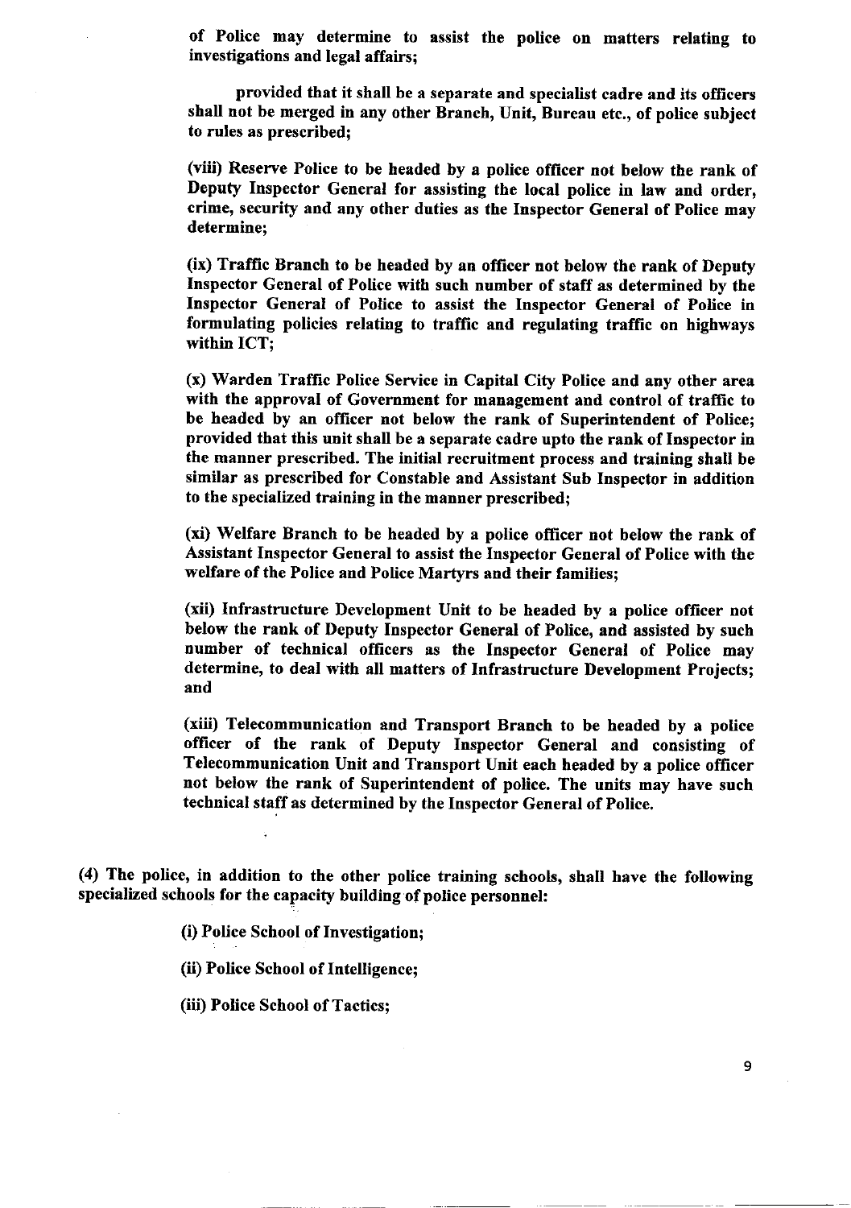**of Police may determine to assist the police on matters relating to investigations and legal affairs;**

**provided that it shall be a separate and specialist cadre and its officers shall not be merged in any other Branch, Unit, Bureau etc., of police subject to rules as prescribed;**

**(viii) Reserve Police to be headed by a police officer not below the rank of Deputy Inspector General for assisting the local police in law and order, crime, security and any other duties as the Inspector General of Police may determine;**

**(ix) Traffic Branch to be headed by an officer not below the rank of Deputy Inspector General of Police with such number of staff as determined by the Inspector General of Police to assist the Inspector General of Police in formulating policies relating to traffic and regulating traffic on highways within ICT;**

**(x) Warden Traffic Police Service in Capital City Police and any other area with the approval of Government for management and control of traffic to be headed by an officer not below the rank of Superintendent of Police; provided that this unit shall be a separate cadre upto the rank of Inspector in the manner prescribed. The initial recruitment process and training shall be similar as prescribed for Constable and Assistant Sub Inspector in addition to the specialized training in the manner prescribed;**

**(xi) Welfare Branch to be headed by a police officer not below the rank of Assistant Inspector General to assist the Inspector General of Police with the welfare of the Police and Police Martyrs and their families;**

**(xii) Infrastructure Development Unit to be headed by a police officer not below the rank of Deputy Inspector General of Police, and assisted by such number of technical officers as the Inspector General of Police may determine, to deal with all matters of Infrastructure Development Projects; and**

**(xiii) Telecommunication and Transport Branch to be headed by a police officer of the rank of Deputy Inspector General and consisting of Telecommunication Unit and Transport Unit each headed by a police officer not below the rank of Superintendent of police. The units may have such technical staff as determined by the Inspector General of Police.**

**(4) The police, in addition to the other police training schools, shall have the following specialized schools for the capacity building of police personnel:**

**(i) Police School of Investigation;**

**(ii) Police School of Intelligence;**

**(iii) Police School of Tactics;**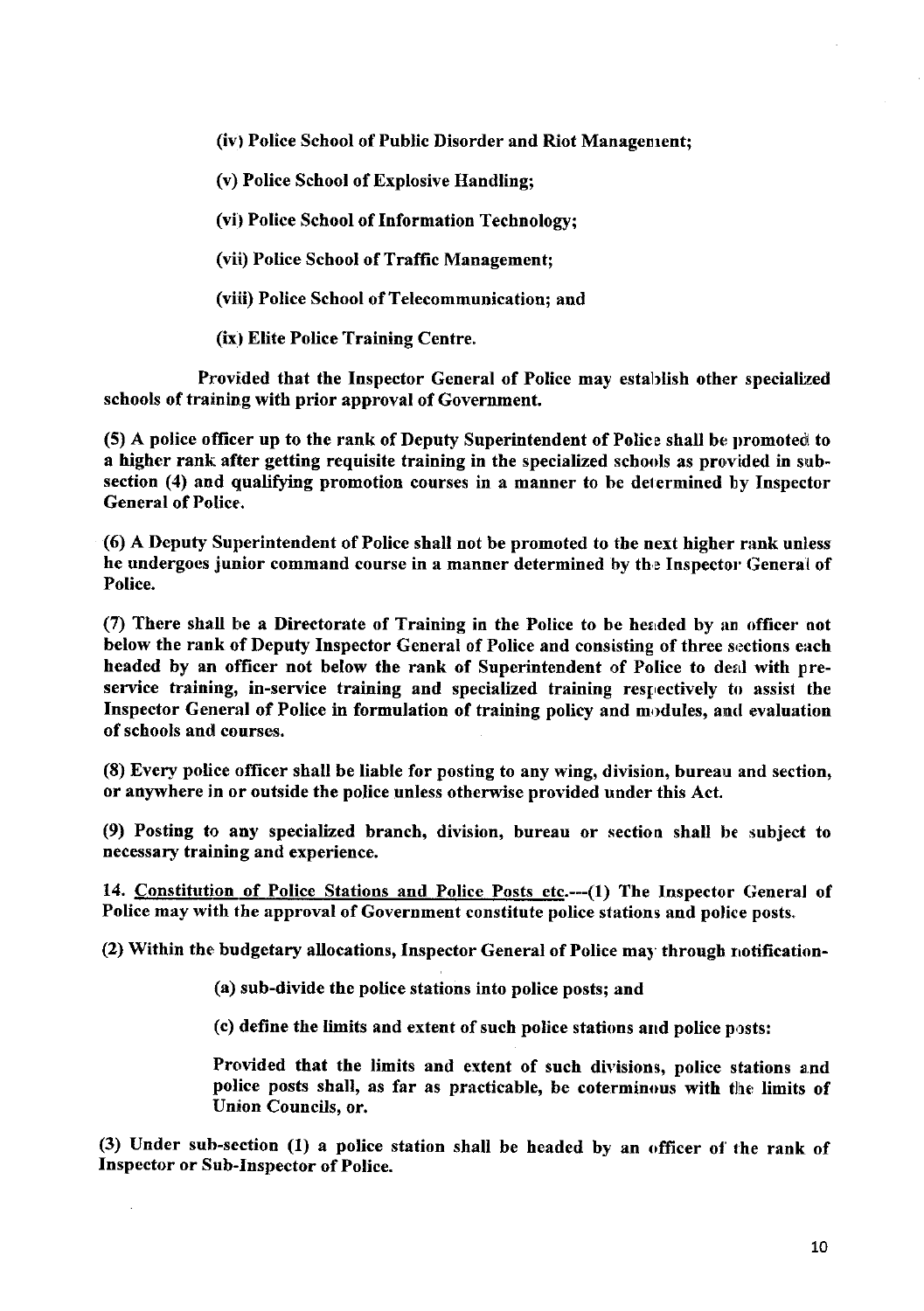**(iv) Police School of Public Disorder and Riot Management;**

**(v) Police School of Explosive Handling;**

**(vi) Police School of Information Technology;**

**(vii) Police School of Traffic Management;**

**(viii) Police School of Telecommunication; and**

**(ix) Elite Police Training Centre.**

**Provided that the Inspector General of Police may establish other specialized schools of training with prior approval of Government.**

**(5) A police officer up to the rank of Deputy Superintendent of Police shall be promoted to a higher rank after getting requisite training in the specialized schools as provided in sub-section (4) and qualifying promotion courses in a manner to be determined by Inspector General of Police.**

**(6) A Deputy Superintendent of Police shall not be promoted to the next higher rank unless he undergoes junior command course in a manner determined by the Inspector General of Police.**

**(7) There shall be a Directorate of Training in the Police to be headed by an officer not below the rank of Deputy Inspector General of Police and consisting of three sections each headed by an officer not below the rank of Superintendent of Police to deal with pre-service training, in-service training and specialized training respectively to assist the Inspector General of Police in formulation of training policy and modules, and evaluation of schools and courses.**

**(8) Every police officer shall be liable for posting to any wing, division, bureau and section, or anywhere in or outside the police unless otherwise provided under this Act.**

**(9) Posting to any specialized branch, division, bureau or section shall be subject to necessary training and experience.**

**14. <u>Constitution of Police Stations and Police Posts etc.</u>---(1) The Inspector General of Police may with the approval of Government constitute police stations and police posts.**

**(2) Within the budgetary allocations, Inspector General of Police may through notification-**

**(a) sub-divide the police stations into police posts; and**

**(c) define the limits and extent of such police stations and police posts:**

**Provided that the limits and extent of such divisions, police stations and police posts shall, as far as practicable, be coterminous with the limits of Union Councils, or.**

**(3) Under sub-section (1) a police station shall be headed by an officer of the rank of Inspector or Sub-Inspector of Police.**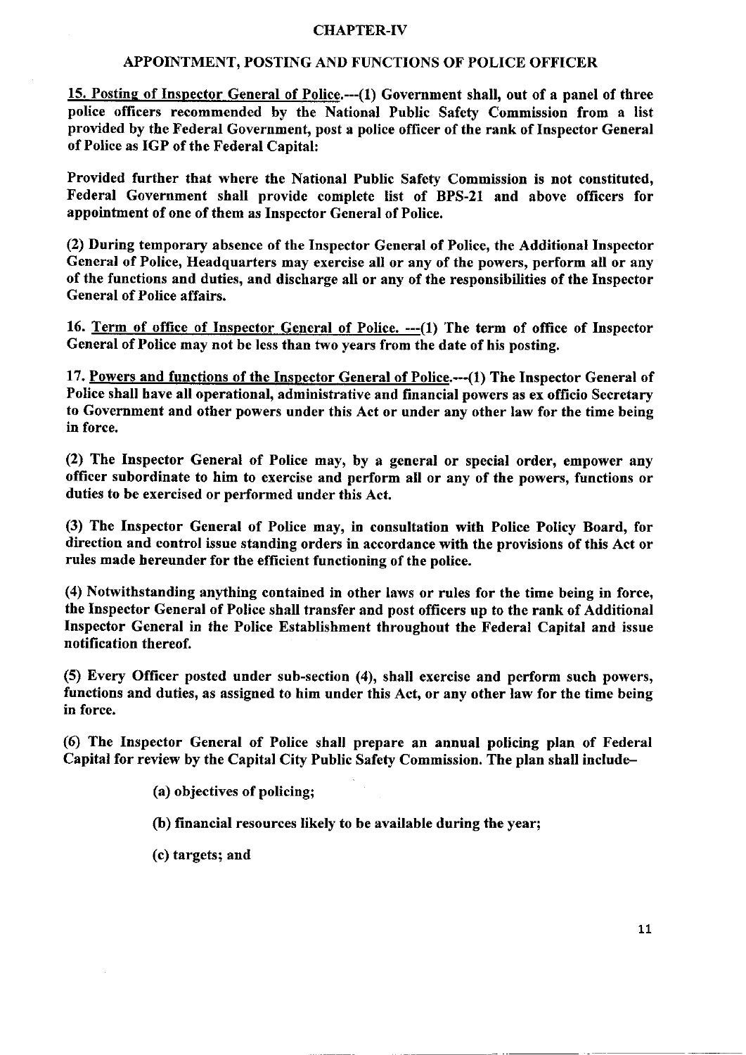## CHAPTER-IV

## APPOINTMENT, POSTING AND FUNCTIONS OF POLICE OFFICER

**15. Posting of Inspector General of Police.---(1) Government shall, out of a panel of three police officers recommended by the National Public Safety Commission from a list provided by the Federal Government, post a police officer of the rank of Inspector General of Police as IGP of the Federal Capital:**

**Provided further that where the National Public Safety Commission is not constituted, Federal Government shall provide complete list of BPS-21 and above officers for appointment of one of them as Inspector General of Police.**

**(2) During temporary absence of the Inspector General of Police, the Additional Inspector General of Police, Headquarters may exercise all or any of the powers, perform all or any of the functions and duties, and discharge all or any of the responsibilities of the Inspector General of Police affairs.**

**16. Term of office of Inspector General of Police. ---(1) The term of office of Inspector General of Police may not be less than two years from the date of his posting.**

**17. Powers and functions of the Inspector General of Police.---(1) The Inspector General of Police shall have all operational, administrative and financial powers as ex officio Secretary to Government and other powers under this Act or under any other law for the time being in force.**

**(2) The Inspector General of Police may, by a general or special order, empower any officer subordinate to him to exercise and perform all or any of the powers, functions or duties to be exercised or performed under this Act.**

**(3) The Inspector General of Police may, in consultation with Police Policy Board, for direction and control issue standing orders in accordance with the provisions of this Act or rules made hereunder for the efficient functioning of the police.**

**(4) Notwithstanding anything contained in other laws or rules for the time being in force, the Inspector General of Police shall transfer and post officers up to the rank of Additional Inspector General in the Police Establishment throughout the Federal Capital and issue notification thereof.**

**(5) Every Officer posted under sub-section (4), shall exercise and perform such powers, functions and duties, as assigned to him under this Act, or any other law for the time being in force.**

**(6) The Inspector General of Police shall prepare an annual policing plan of Federal Capital for review by the Capital City Public Safety Commission. The plan shall include–**

**(a) objectives of policing;**

**(b) financial resources likely to be available during the year;**

**(c) targets; and**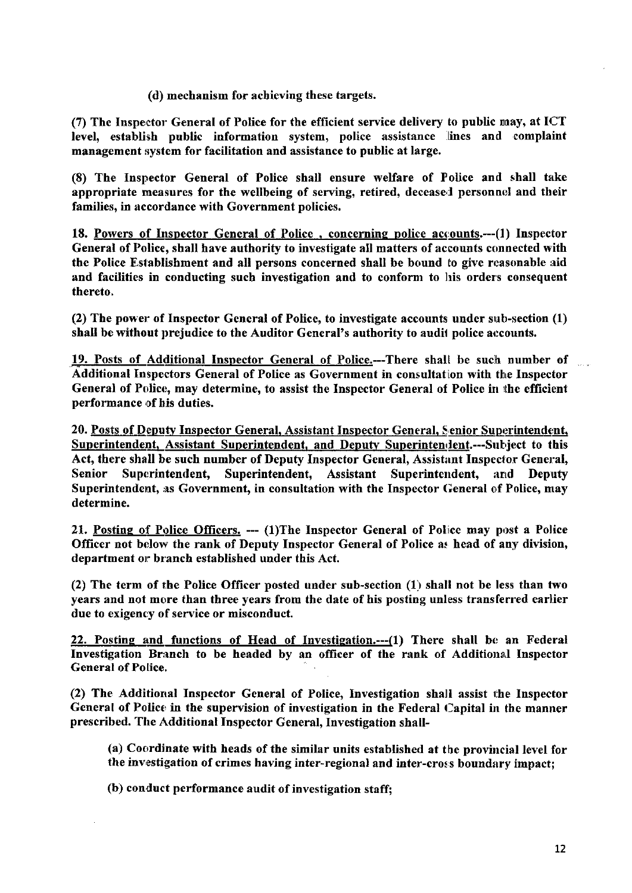**(d) mechanism for achieving these targets.**

**(7) The Inspector General of Police for the efficient service delivery to public may, at ICT level, establish public information system, police assistance lines and complaint management system for facilitation and assistance to public at large.**

**(8) The Inspector General of Police shall ensure welfare of Police and shall take appropriate measures for the wellbeing of serving, retired, deceased personnel and their families, in accordance with Government policies.**

**18. <u>Powers of Inspector General of Police , concerning police accounts</u>.---(1) Inspector General of Police, shall have authority to investigate all matters of accounts connected with the Police Establishment and all persons concerned shall be bound to give reasonable aid and facilities in conducting such investigation and to conform to his orders consequent thereto.**

**(2) The power of Inspector General of Police, to investigate accounts under sub-section (1) shall be without prejudice to the Auditor General's authority to audit police accounts.**

**19. <u>Posts of Additional Inspector General of Police</u>.---There shall be such number of Additional Inspectors General of Police as Government in consultation with the Inspector General of Police, may determine, to assist the Inspector General of Police in the efficient performance of his duties.**

**20. <u>Posts of Deputy Inspector General, Assistant Inspector General, Senior Superintendent, Superintendent, Assistant Superintendent, and Deputy Superintendent</u>.---Subject to this Act, there shall be such number of Deputy Inspector General, Assistant Inspector General, Senior Superintendent, Superintendent, Assistant Superintendent, and Deputy Superintendent, as Government, in consultation with the Inspector General of Police, may determine.**

**21. <u>Posting of Police Officers</u>. --- (1)The Inspector General of Police may post a Police Officer not below the rank of Deputy Inspector General of Police as head of any division, department or branch established under this Act.**

**(2) The term of the Police Officer posted under sub-section (1) shall not be less than two years and not more than three years from the date of his posting unless transferred earlier due to exigency of service or misconduct.**

**22. <u>Posting and functions of Head of Investigation</u>.---(1) There shall be an Federal Investigation Branch to be headed by an officer of the rank of Additional Inspector General of Police.**

**(2) The Additional Inspector General of Police, Investigation shall assist the Inspector General of Police in the supervision of investigation in the Federal Capital in the manner prescribed. The Additional Inspector General, Investigation shall-**

**(a) Coordinate with heads of the similar units established at the provincial level for the investigation of crimes having inter-regional and inter-cross boundary impact;**

**(b) conduct performance audit of investigation staff;**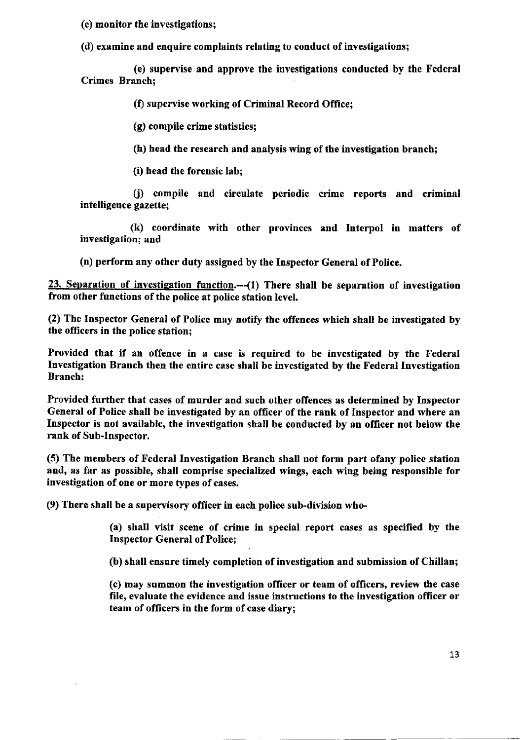**(c) monitor the investigations;**

**(d) examine and enquire complaints relating to conduct of investigations;**

**(e) supervise and approve the investigations conducted by the Federal Crimes Branch;**

**(f) supervise working of Criminal Record Office;**

**(g) compile crime statistics;**

**(h) head the research and analysis wing of the investigation branch;**

**(i) head the forensic lab;**

**(j) compile and circulate periodic crime reports and criminal intelligence gazette;**

**(k) coordinate with other provinces and Interpol in matters of investigation; and**

**(n) perform any other duty assigned by the Inspector General of Police.**

**<u>23. Separation of investigation function</u>.---(1) There shall be separation of investigation from other functions of the police at police station level.**

**(2) The Inspector General of Police may notify the offences which shall be investigated by the officers in the police station;**

**Provided that if an offence in a case is required to be investigated by the Federal Investigation Branch then the entire case shall be investigated by the Federal Investigation Branch:**

**Provided further that cases of murder and such other offences as determined by Inspector General of Police shall be investigated by an officer of the rank of Inspector and where an Inspector is not available, the investigation shall be conducted by an officer not below the rank of Sub-Inspector.**

**(5) The members of Federal Investigation Branch shall not form part ofany police station and, as far as possible, shall comprise specialized wings, each wing being responsible for investigation of one or more types of cases.**

**(9) There shall be a supervisory officer in each police sub-division who-**

**(a) shall visit scene of crime in special report cases as specified by the Inspector General of Police;**

**(b) shall ensure timely completion of investigation and submission of Chillan;**

**(c) may summon the investigation officer or team of officers, review the case file, evaluate the evidence and issue instructions to the investigation officer or team of officers in the form of case diary;**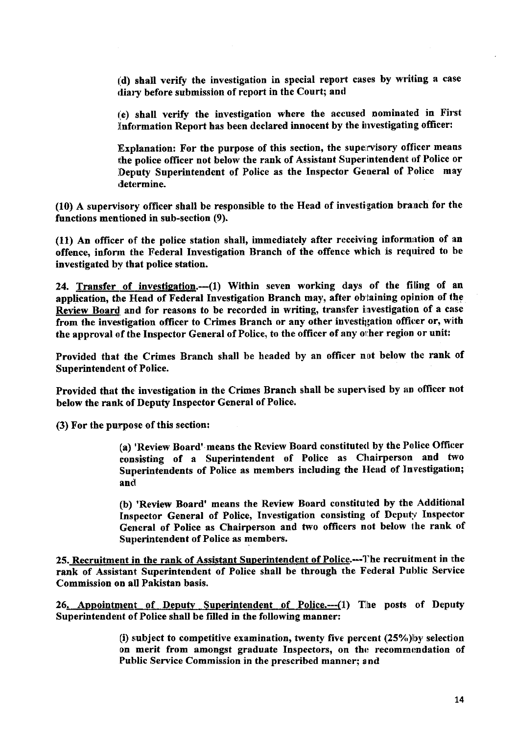**(d) shall verify the investigation in special report cases by writing a case diary before submission of report in the Court; and**

**(e) shall verify the investigation where the accused nominated in First Information Report has been declared innocent by the investigating officer:**

**Explanation: For the purpose of this section, the supervisory officer means the police officer not below the rank of Assistant Superintendent of Police or Deputy Superintendent of Police as the Inspector General of Police may determine.**

**(10) A supervisory officer shall be responsible to the Head of investigation branch for the functions mentioned in sub-section (9).**

**(11) An officer of the police station shall, immediately after receiving information of an offence, inform the Federal Investigation Branch of the offence which is required to be investigated by that police station.**

**24. <u>Transfer of investigation</u>.—(1) Within seven working days of the filing of an application, the Head of Federal Investigation Branch may, after obtaining opinion of the <u>Review Board</u> and for reasons to be recorded in writing, transfer investigation of a case from the investigation officer to Crimes Branch or any other investigation officer or, with the approval of the Inspector General of Police, to the officer of any other region or unit:**

**Provided that the Crimes Branch shall be headed by an officer not below the rank of Superintendent of Police.**

**Provided that the investigation in the Crimes Branch shall be supervised by an officer not below the rank of Deputy Inspector General of Police.**

**(3) For the purpose of this section:**

**(a) 'Review Board' means the Review Board constituted by the Police Officer consisting of a Superintendent of Police as Chairperson and two Superintendents of Police as members including the Head of Investigation; and**

**(b) 'Review Board' means the Review Board constituted by the Additional Inspector General of Police, Investigation consisting of Deputy Inspector General of Police as Chairperson and two officers not below the rank of Superintendent of Police as members.**

**25. <u>Recruitment in the rank of Assistant Superintendent of Police</u>.---The recruitment in the rank of Assistant Superintendent of Police shall be through the Federal Public Service Commission on all Pakistan basis.**

**26. <u>Appointment of Deputy Superintendent of Police</u>.---(1) The posts of Deputy Superintendent of Police shall be filled in the following manner:**

**(i) subject to competitive examination, twenty five percent (25%) by selection on merit from amongst graduate Inspectors, on the recommendation of Public Service Commission in the prescribed manner; and**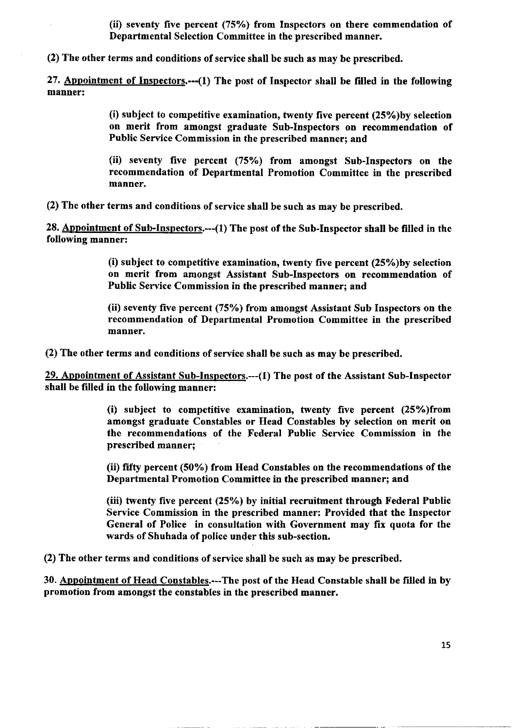(ii) seventy five percent (75%) from Inspectors on there commendation of Departmental Selection Committee in the prescribed manner.

(2) The other terms and conditions of service shall be such as may be prescribed.

27. Appointment of Inspectors.---(1) The post of Inspector shall be filled in the following manner:

(i) subject to competitive examination, twenty five percent (25%)by selection on merit from amongst graduate Sub-Inspectors on recommendation of Public Service Commission in the prescribed manner; and

(ii) seventy five percent (75%) from amongst Sub-Inspectors on the recommendation of Departmental Promotion Committee in the prescribed manner.

(2) The other terms and conditions of service shall be such as may be prescribed.

28. Appointment of Sub-Inspectors.---(1) The post of the Sub-Inspector shall be filled in the following manner:

(i) subject to competitive examination, twenty five percent (25%)by selection on merit from amongst Assistant Sub-Inspectors on recommendation of Public Service Commission in the prescribed manner; and

(ii) seventy five percent (75%) from amongst Assistant Sub Inspectors on the recommendation of Departmental Promotion Committee in the prescribed manner.

(2) The other terms and conditions of service shall be such as may be prescribed.

29. Appointment of Assistant Sub-Inspectors.---(1) The post of the Assistant Sub-Inspector shall be filled in the following manner:

(i) subject to competitive examination, twenty five percent (25%)from amongst graduate Constables or Head Constables by selection on merit on the recommendations of the Federal Public Service Commission in the prescribed manner;

(ii) fifty percent (50%) from Head Constables on the recommendations of the Departmental Promotion Committee in the prescribed manner; and

(iii) twenty five percent (25%) by initial recruitment through Federal Public Service Commission in the prescribed manner: Provided that the Inspector General of Police in consultation with Government may fix quota for the wards of Shuhada of police under this sub-section.

(2) The other terms and conditions of service shall be such as may be prescribed.

30. Appointment of Head Constables.---The post of the Head Constable shall be filled in by promotion from amongst the constables in the prescribed manner.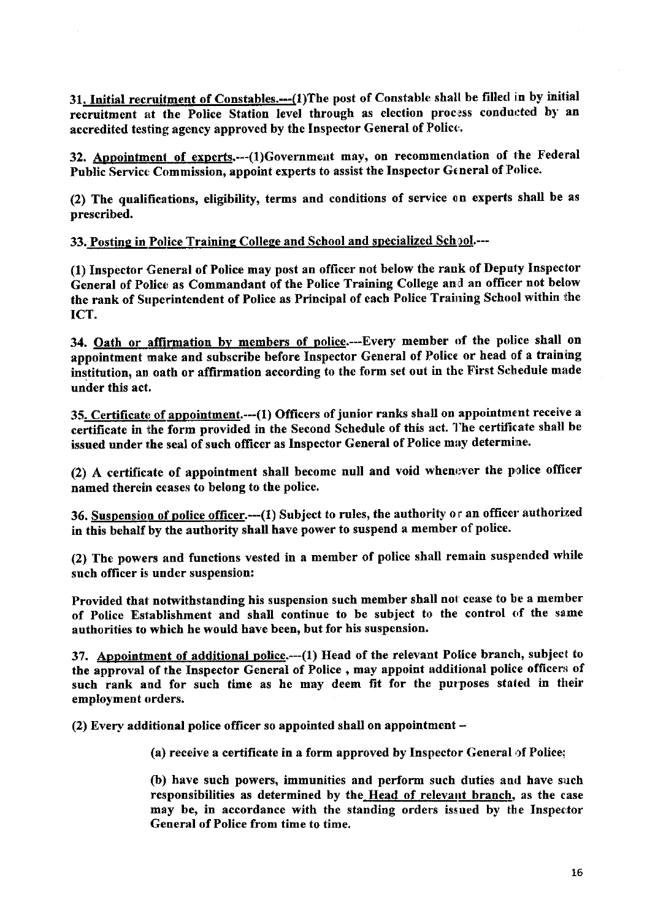**31. <u>Initial recruitment of Constables</u>.---(1)The post of Constable shall be filled in by initial recruitment at the Police Station level through as election process conducted by an accredited testing agency approved by the Inspector General of Police.**

**32. <u>Appointment of experts</u>.---(1)Government may, on recommendation of the Federal Public Service Commission, appoint experts to assist the Inspector General of Police.**

**(2) The qualifications, eligibility, terms and conditions of service on experts shall be as prescribed.**

**33. <u>Posting in Police Training College and School and specialized School</u>.---**

**(1) Inspector General of Police may post an officer not below the rank of Deputy Inspector General of Police as Commandant of the Police Training College and an officer not below the rank of Superintendent of Police as Principal of each Police Training School within the ICT.**

**34. <u>Oath or affirmation by members of police</u>.---Every member of the police shall on appointment make and subscribe before Inspector General of Police or head of a training institution, an oath or affirmation according to the form set out in the First Schedule made under this act.**

**35. <u>Certificate of appointment</u>.---(1) Officers of junior ranks shall on appointment receive a certificate in the form provided in the Second Schedule of this act. The certificate shall be issued under the seal of such officer as Inspector General of Police may determine.**

**(2) A certificate of appointment shall become null and void whenever the police officer named therein ceases to belong to the police.**

**36. <u>Suspension of police officer</u>.---(1) Subject to rules, the authority or an officer authorized in this behalf by the authority shall have power to suspend a member of police.**

**(2) The powers and functions vested in a member of police shall remain suspended while such officer is under suspension:**

**Provided that notwithstanding his suspension such member shall not cease to be a member of Police Establishment and shall continue to be subject to the control of the same authorities to which he would have been, but for his suspension.**

**37. <u>Appointment of additional police</u>.---(1) Head of the relevant Police branch, subject to the approval of the Inspector General of Police , may appoint additional police officers of such rank and for such time as he may deem fit for the purposes stated in their employment orders.**

**(2) Every additional police officer so appointed shall on appointment –**

> **(a) receive a certificate in a form approved by Inspector General of Police;**
>
> **(b) have such powers, immunities and perform such duties and have such responsibilities as determined by the <u>Head of relevant branch</u>, as the case may be, in accordance with the standing orders issued by the Inspector General of Police from time to time.**